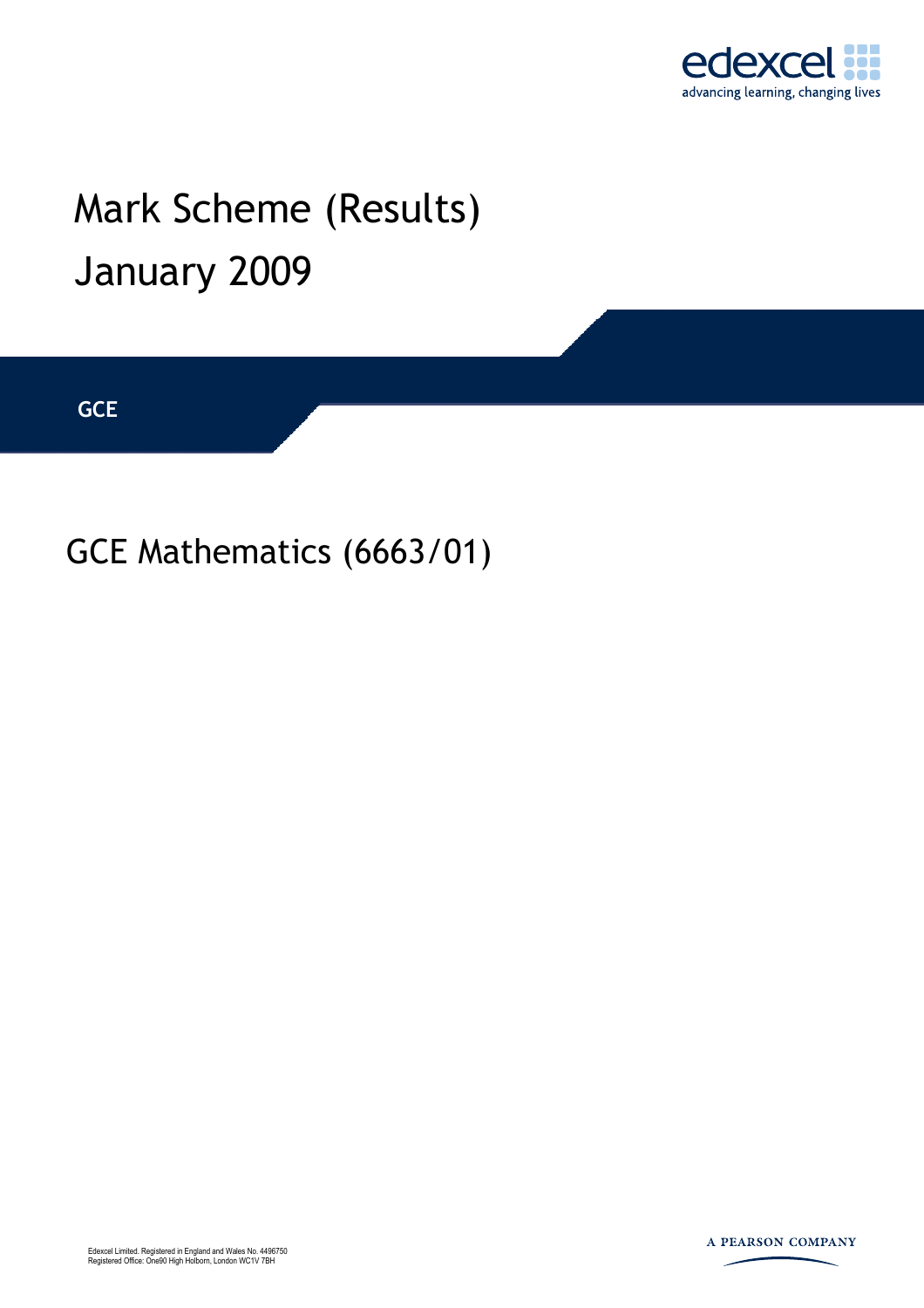edexcel

advancing learning, changing lives

# Mark Scheme (Results)
# January 2009

**GCE**

## GCE Mathematics (6663/01)

Edexcel Limited. Registered in England and Wales No. 4496750
Registered Office: One90 High Holborn, London WC1V 7BH

A PEARSON COMPANY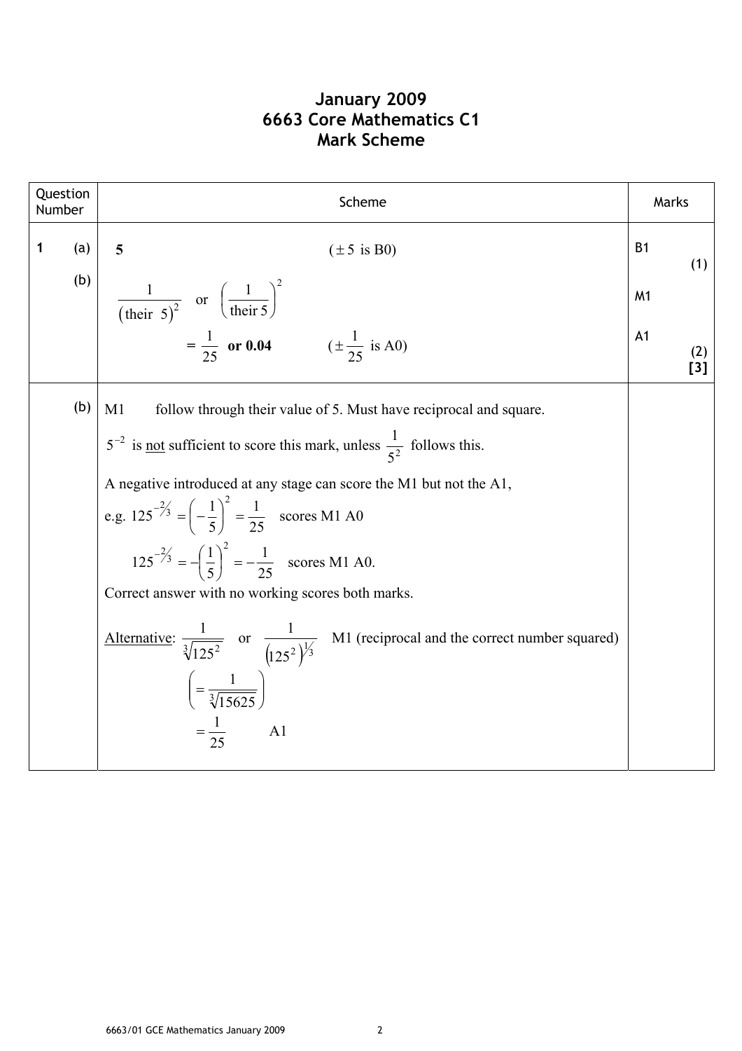# January 2009
# 6663 Core Mathematics C1
# Mark Scheme

| Question Number | Scheme | Marks |
|---|---|---|
| **1** (a) | **5** $\qquad$ ($\pm 5$ is B0) | B1 (1) |
| (b) | $\dfrac{1}{(\text{their } 5)^2}$ or $\left(\dfrac{1}{\text{their } 5}\right)^2$ | M1 |
| | $= \dfrac{1}{25}$ **or 0.04** $\qquad$ ($\pm\dfrac{1}{25}$ is A0) | A1 (2) **[3]** |
| (b) | M1 follow through their value of 5. Must have reciprocal and square.<br><br>$5^{-2}$ is <u>not</u> sufficient to score this mark, unless $\dfrac{1}{5^2}$ follows this.<br><br>A negative introduced at any stage can score the M1 but not the A1,<br>e.g. $125^{-2/3} = \left(-\dfrac{1}{5}\right)^2 = \dfrac{1}{25}$ scores M1 A0<br>$125^{-2/3} = -\left(\dfrac{1}{5}\right)^2 = -\dfrac{1}{25}$ scores M1 A0.<br>Correct answer with no working scores both marks.<br><br><u>Alternative</u>: $\dfrac{1}{\sqrt[3]{125^2}}$ or $\dfrac{1}{\left(125^2\right)^{1/3}}$ M1 (reciprocal and the correct number squared)<br>$\left(=\dfrac{1}{\sqrt[3]{15625}}\right)$<br>$=\dfrac{1}{25}$ A1 | |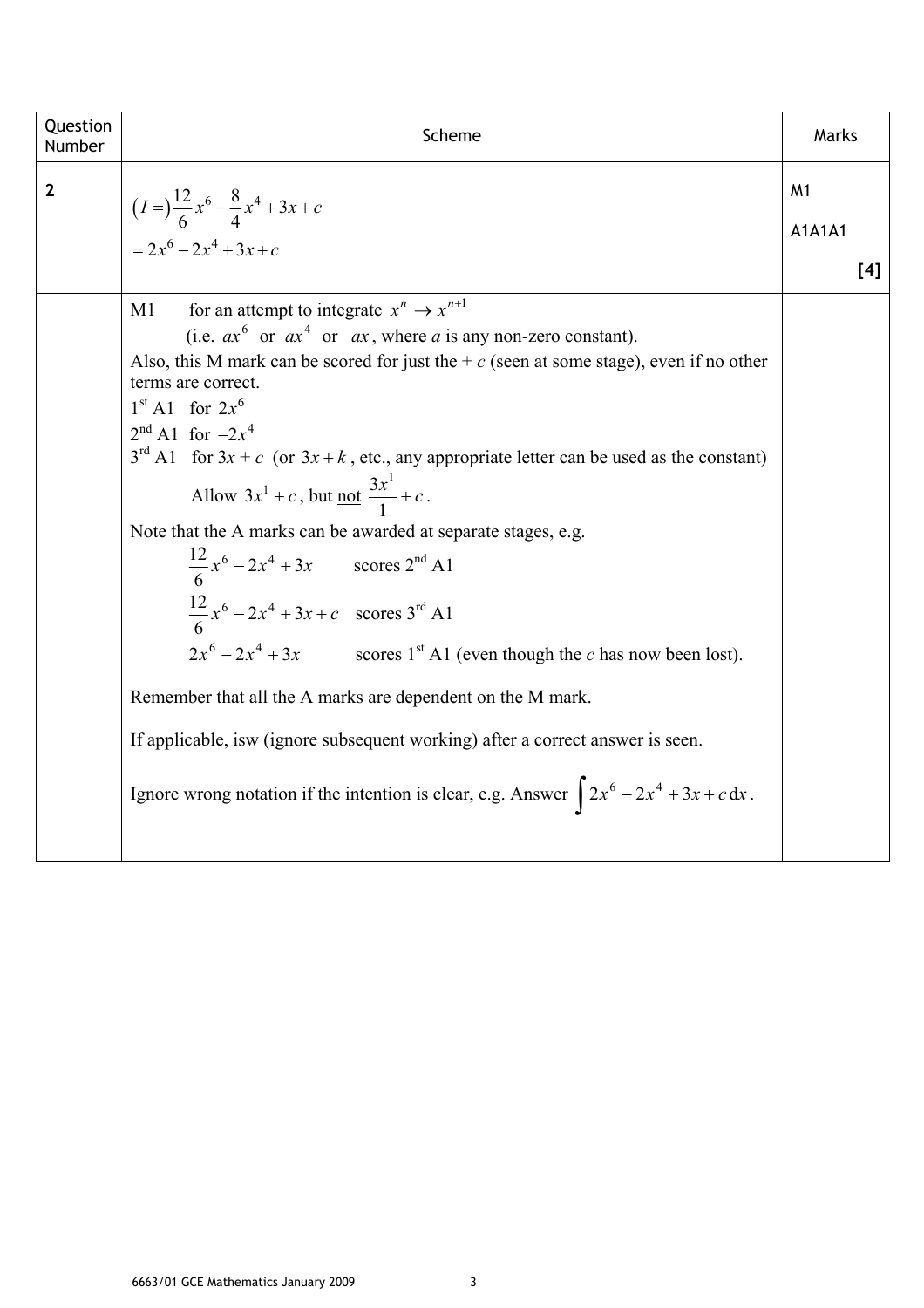| Question Number | Scheme | Marks |
|---|---|---|
| 2 | $(I =)\frac{12}{6}x^6 - \frac{8}{4}x^4 + 3x + c$ <br> $= 2x^6 - 2x^4 + 3x + c$ | M1 <br> A1A1A1 <br> **[4]** |
| | M1 for an attempt to integrate $x^n \to x^{n+1}$ (i.e. $ax^6$ or $ax^4$ or $ax$, where $a$ is any non-zero constant). <br> Also, this M mark can be scored for just the + $c$ (seen at some stage), even if no other terms are correct. <br> 1st A1 for $2x^6$ <br> 2nd A1 for $-2x^4$ <br> 3rd A1 for $3x + c$ (or $3x + k$, etc., any appropriate letter can be used as the constant) <br> Allow $3x^1 + c$, but not $\frac{3x^1}{1} + c$. <br> Note that the A marks can be awarded at separate stages, e.g. <br> $\frac{12}{6}x^6 - 2x^4 + 3x$ scores 2nd A1 <br> $\frac{12}{6}x^6 - 2x^4 + 3x + c$ scores 3rd A1 <br> $2x^6 - 2x^4 + 3x$ scores 1st A1 (even though the $c$ has now been lost). <br> Remember that all the A marks are dependent on the M mark. <br> If applicable, isw (ignore subsequent working) after a correct answer is seen. <br> Ignore wrong notation if the intention is clear, e.g. Answer $\int 2x^6 - 2x^4 + 3x + c\,dx$. | |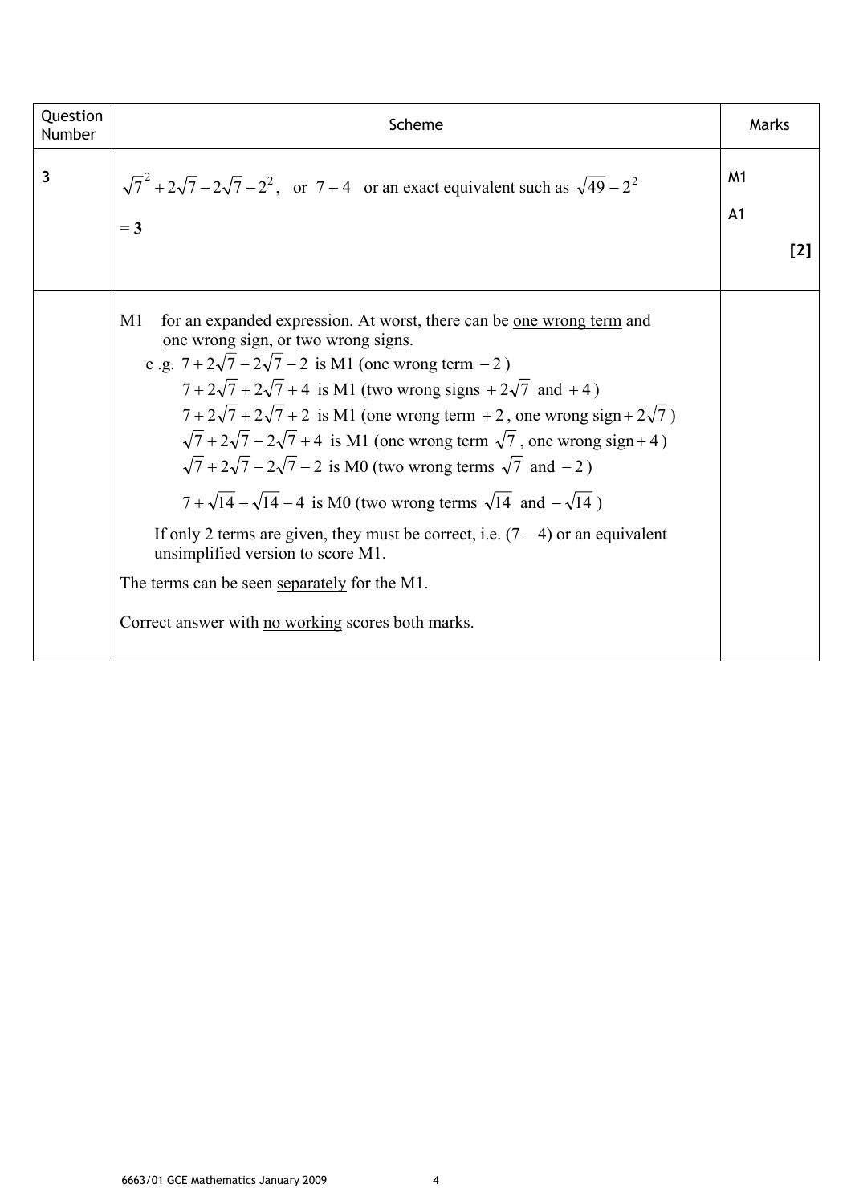| Question Number | Scheme | Marks |
|---|---|---|
| 3 | $\sqrt{7}^2 + 2\sqrt{7} - 2\sqrt{7} - 2^2$, or $7 - 4$ or an exact equivalent such as $\sqrt{49} - 2^2$ | M1 |
| | $= \mathbf{3}$ | A1 |
| | | **[2]** |
| | M1 for an expanded expression. At worst, there can be <u>one wrong term</u> and <u>one wrong sign</u>, or <u>two wrong signs</u>.<br>e.g. $7 + 2\sqrt{7} - 2\sqrt{7} - 2$ is M1 (one wrong term $-2$)<br>$7 + 2\sqrt{7} + 2\sqrt{7} + 4$ is M1 (two wrong signs $+2\sqrt{7}$ and $+4$)<br>$7 + 2\sqrt{7} + 2\sqrt{7} + 2$ is M1 (one wrong term $+2$, one wrong sign $+2\sqrt{7}$)<br>$\sqrt{7} + 2\sqrt{7} - 2\sqrt{7} + 4$ is M1 (one wrong term $\sqrt{7}$, one wrong sign $+4$)<br>$\sqrt{7} + 2\sqrt{7} - 2\sqrt{7} - 2$ is M0 (two wrong terms $\sqrt{7}$ and $-2$)<br>$7 + \sqrt{14} - \sqrt{14} - 4$ is M0 (two wrong terms $\sqrt{14}$ and $-\sqrt{14}$)<br>If only 2 terms are given, they must be correct, i.e. $(7 - 4)$ or an equivalent unsimplified version to score M1.<br>The terms can be seen <u>separately</u> for the M1.<br>Correct answer with <u>no working</u> scores both marks. | |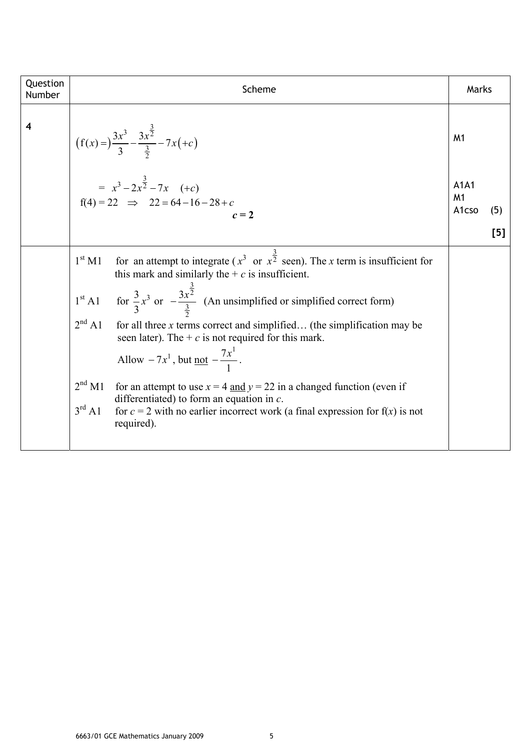| Question Number | Scheme | Marks |
|---|---|---|
| 4 | $\left(\mathrm{f}(x)=\right)\dfrac{3x^3}{3}-\dfrac{3x^{\frac{3}{2}}}{\frac{3}{2}}-7x\left(+c\right)$ | M1 |
| | $= x^3-2x^{\frac{3}{2}}-7x \quad (+c)$ | A1A1 |
| | $\mathrm{f}(4) = 22 \quad \Rightarrow \quad 22 = 64-16-28+c$ | M1 |
| | $\boldsymbol{c = 2}$ | A1cso (5) |
| | | **[5]** |
| | 1st M1 for an attempt to integrate ($x^3$ or $x^{\frac{3}{2}}$ seen). The $x$ term is insufficient for this mark and similarly the $+ c$ is insufficient. | |
| | 1st A1 for $\dfrac{3}{3}x^3$ or $-\dfrac{3x^{\frac{3}{2}}}{\frac{3}{2}}$ (An unsimplified or simplified correct form) | |
| | 2nd A1 for all three $x$ terms correct and simplified… (the simplification may be seen later). The $+ c$ is not required for this mark. Allow $-7x^1$, but <u>not</u> $-\dfrac{7x^1}{1}$. | |
| | 2nd M1 for an attempt to use $x = 4$ <u>and</u> $y = 22$ in a changed function (even if differentiated) to form an equation in $c$. | |
| | 3rd A1 for $c = 2$ with no earlier incorrect work (a final expression for f($x$) is not required). | |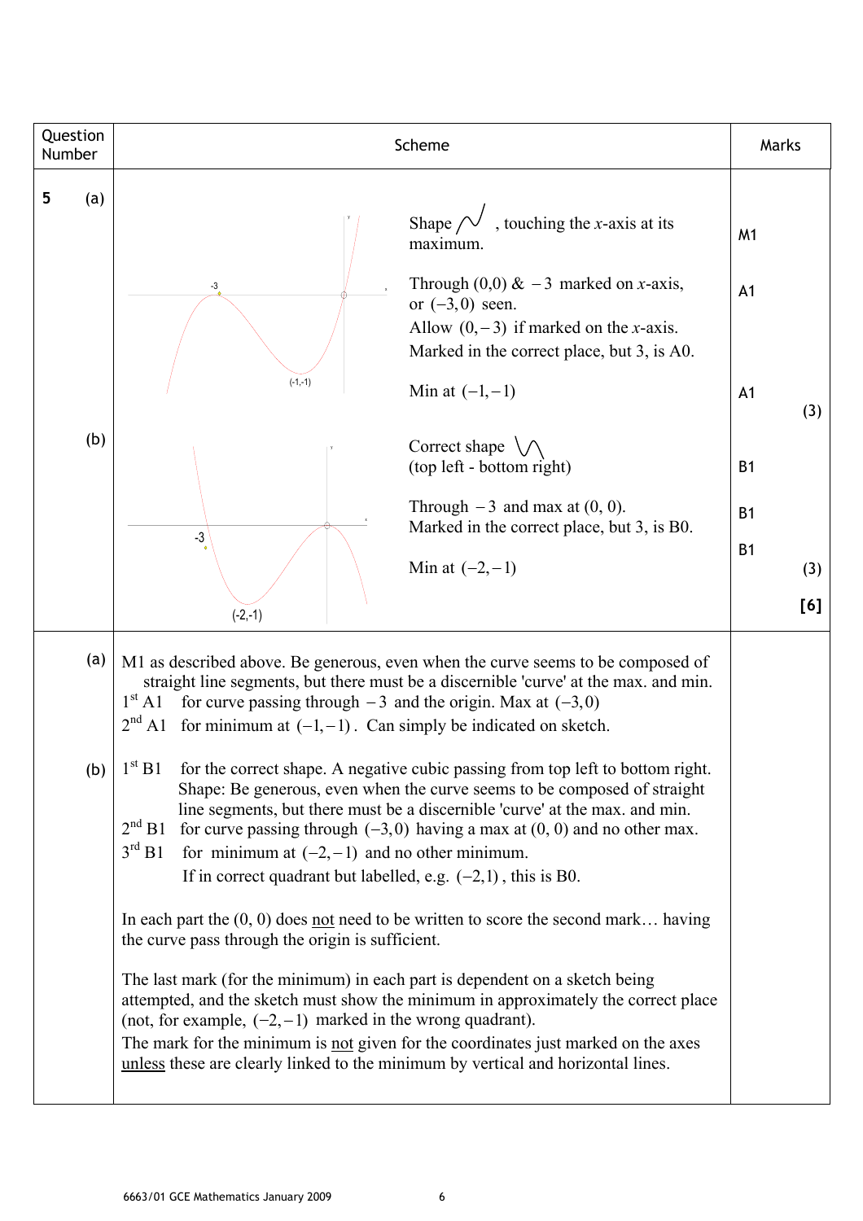| Question Number | Scheme | Marks |
|---|---|---|
| **5** (a) | Shape, touching the $x$-axis at its maximum. | M1 |
| | Through (0,0) & $-3$ marked on $x$-axis, or $(-3, 0)$ seen. Allow $(0, -3)$ if marked on the $x$-axis. Marked in the correct place, but 3, is A0. | A1 |
| | Min at $(-1, -1)$ | A1 (3) |
| (b) | Correct shape (top left - bottom right) | B1 |
| | Through $-3$ and max at (0, 0). Marked in the correct place, but 3, is B0. | B1 |
| | Min at $(-2, -1)$ | B1 (3) |
| | | **[6]** |

(a) M1 as described above. Be generous, even when the curve seems to be composed of straight line segments, but there must be a discernible 'curve' at the max. and min.
1st A1 for curve passing through $-3$ and the origin. Max at $(-3, 0)$
2nd A1 for minimum at $(-1, -1)$. Can simply be indicated on sketch.

(b) 1st B1 for the correct shape. A negative cubic passing from top left to bottom right. Shape: Be generous, even when the curve seems to be composed of straight line segments, but there must be a discernible 'curve' at the max. and min.
2nd B1 for curve passing through $(-3, 0)$ having a max at (0, 0) and no other max.
3rd B1 for minimum at $(-2, -1)$ and no other minimum.
If in correct quadrant but labelled, e.g. $(-2, 1)$, this is B0.

In each part the (0, 0) does not need to be written to score the second mark… having the curve pass through the origin is sufficient.

The last mark (for the minimum) in each part is dependent on a sketch being attempted, and the sketch must show the minimum in approximately the correct place (not, for example, $(-2, -1)$ marked in the wrong quadrant).
The mark for the minimum is not given for the coordinates just marked on the axes unless these are clearly linked to the minimum by vertical and horizontal lines.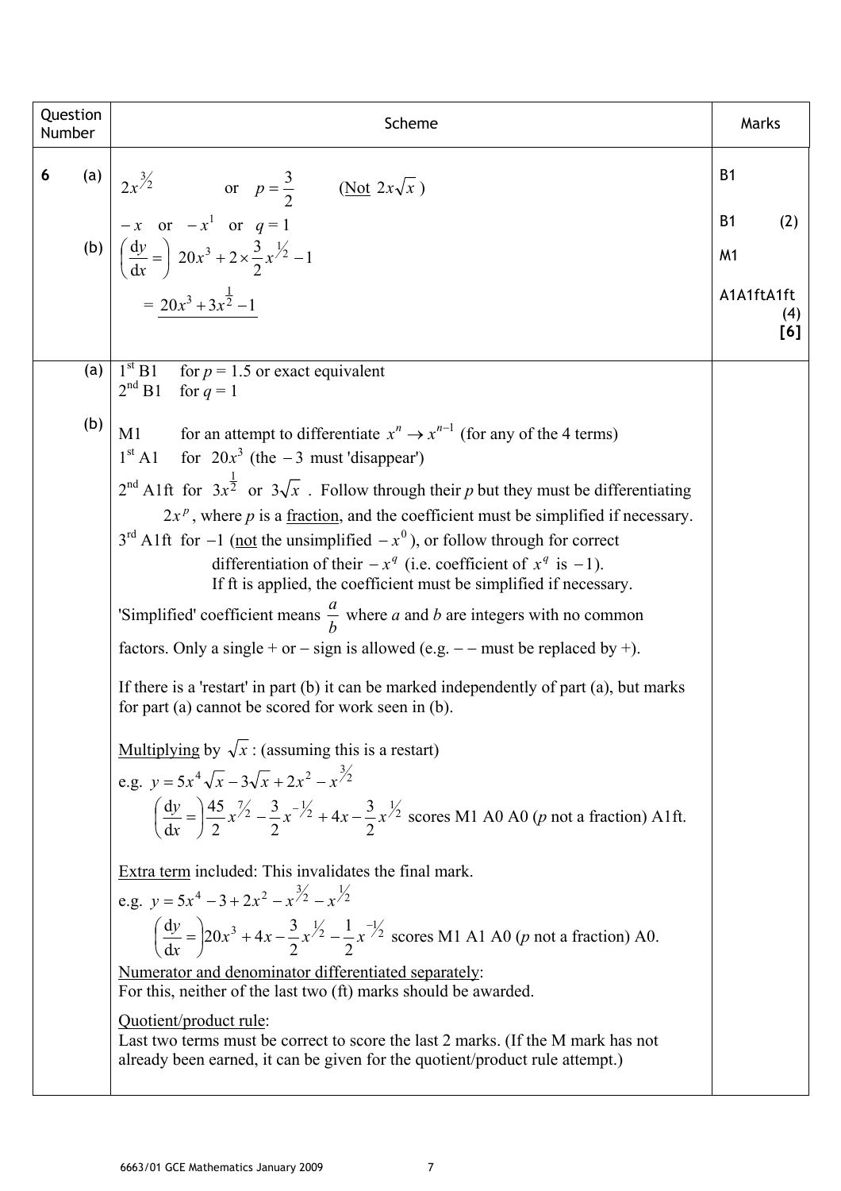| Question Number | Scheme | Marks |
|---|---|---|
| **6** (a) | $2x^{3/2}$ or $p = \frac{3}{2}$ (<u>Not</u> $2x\sqrt{x}$) | B1 |
| | $-x$ or $-x^1$ or $q = 1$ | B1 (2) |
| (b) | $\left(\frac{\mathrm{d}y}{\mathrm{d}x} =\right)\ 20x^3 + 2 \times \frac{3}{2}x^{1/2} - 1$ | M1 |
| | $= \underline{20x^3 + 3x^{\frac{1}{2}} - 1}$ | A1A1ftA1ft (4) **[6]** |
| (a) | 1st B1 for $p = 1.5$ or exact equivalent<br>2nd B1 for $q = 1$ | |
| (b) | M1 for an attempt to differentiate $x^n \to x^{n-1}$ (for any of the 4 terms)<br>1st A1 for $20x^3$ (the $-3$ must 'disappear')<br>2nd A1ft for $3x^{\frac{1}{2}}$ or $3\sqrt{x}$ . Follow through their $p$ but they must be differentiating $2x^p$, where $p$ is a <u>fraction</u>, and the coefficient must be simplified if necessary.<br>3rd A1ft for $-1$ (<u>not</u> the unsimplified $-x^0$), or follow through for correct differentiation of their $-x^q$ (i.e. coefficient of $x^q$ is $-1$). If ft is applied, the coefficient must be simplified if necessary.<br><br>'Simplified' coefficient means $\frac{a}{b}$ where $a$ and $b$ are integers with no common factors. Only a single + or – sign is allowed (e.g. – – must be replaced by +).<br><br>If there is a 'restart' in part (b) it can be marked independently of part (a), but marks for part (a) cannot be scored for work seen in (b).<br><br><u>Multiplying</u> by $\sqrt{x}$ : (assuming this is a restart)<br>e.g. $y = 5x^4\sqrt{x} - 3\sqrt{x} + 2x^2 - x^{3/2}$<br>$\left(\frac{\mathrm{d}y}{\mathrm{d}x} =\right)\frac{45}{2}x^{7/2} - \frac{3}{2}x^{-1/2} + 4x - \frac{3}{2}x^{1/2}$ scores M1 A0 A0 ($p$ not a fraction) A1ft.<br><br><u>Extra term</u> included: This invalidates the final mark.<br>e.g. $y = 5x^4 - 3 + 2x^2 - x^{3/2} - x^{1/2}$<br>$\left(\frac{\mathrm{d}y}{\mathrm{d}x} =\right)20x^3 + 4x - \frac{3}{2}x^{1/2} - \frac{1}{2}x^{-1/2}$ scores M1 A1 A0 ($p$ not a fraction) A0.<br><br><u>Numerator and denominator differentiated separately</u>:<br>For this, neither of the last two (ft) marks should be awarded.<br><br><u>Quotient/product rule</u>:<br>Last two terms must be correct to score the last 2 marks. (If the M mark has not already been earned, it can be given for the quotient/product rule attempt.) | |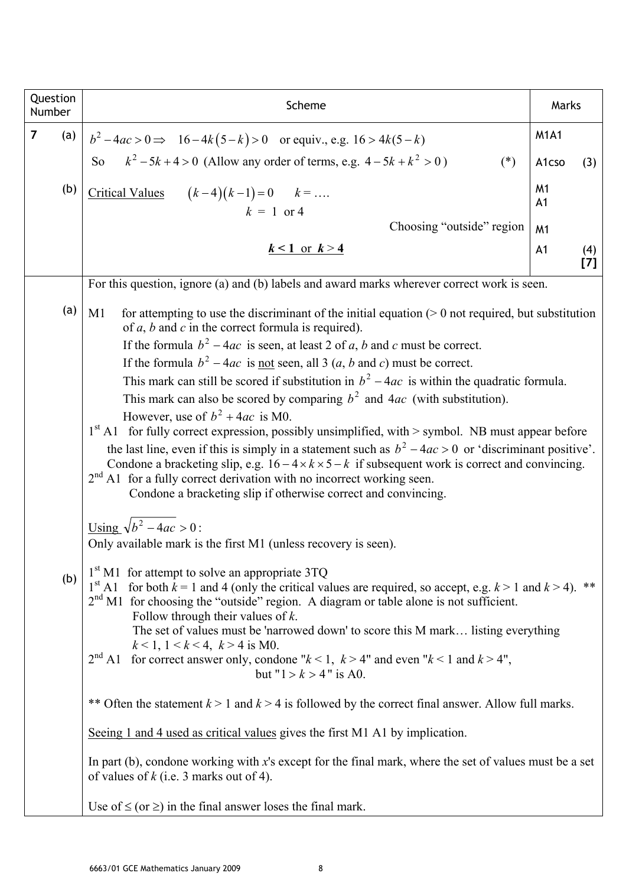| Question Number | | Scheme | Marks |
|---|---|---|---|
| 7 | (a) | $b^2 - 4ac > 0 \Rightarrow \quad 16 - 4k(5-k) > 0$ or equiv., e.g. $16 > 4k(5-k)$ | M1A1 |
| | | So $\quad k^2 - 5k + 4 > 0$ (Allow any order of terms, e.g. $4 - 5k + k^2 > 0$) (*) | A1cso (3) |
| | (b) | Critical Values $\quad (k-4)(k-1) = 0 \quad k = \ldots$ | M1 |
| | | $k = 1$ or 4 | A1 |
| | | Choosing "outside" region | M1 |
| | | $k < 1$ or $k > 4$ | A1 (4) **[7]** |

For this question, ignore (a) and (b) labels and award marks wherever correct work is seen.

**(a)**

M1 for attempting to use the discriminant of the initial equation (> 0 not required, but substitution of *a*, *b* and *c* in the correct formula is required).
If the formula $b^2 - 4ac$ is seen, at least 2 of *a*, *b* and *c* must be correct.
If the formula $b^2 - 4ac$ is not seen, all 3 (*a*, *b* and *c*) must be correct.
This mark can still be scored if substitution in $b^2 - 4ac$ is within the quadratic formula.
This mark can also be scored by comparing $b^2$ and $4ac$ (with substitution).
However, use of $b^2 + 4ac$ is M0.

1st A1 for fully correct expression, possibly unsimplified, with > symbol. NB must appear before the last line, even if this is simply in a statement such as $b^2 - 4ac > 0$ or 'discriminant positive'.
Condone a bracketing slip, e.g. $16 - 4 \times k \times 5 - k$ if subsequent work is correct and convincing.

2nd A1 for a fully correct derivation with no incorrect working seen.
Condone a bracketing slip if otherwise correct and convincing.

Using $\sqrt{b^2 - 4ac} > 0$:
Only available mark is the first M1 (unless recovery is seen).

**(b)**

1st M1 for attempt to solve an appropriate 3TQ

1st A1 for both $k = 1$ and 4 (only the critical values are required, so accept, e.g. $k > 1$ and $k > 4$). **

2nd M1 for choosing the "outside" region. A diagram or table alone is not sufficient.
Follow through their values of *k*.
The set of values must be 'narrowed down' to score this M mark… listing everything $k < 1$, $1 < k < 4$, $k > 4$ is M0.

2nd A1 for correct answer only, condone "$k < 1$, $k > 4$" and even "$k < 1$ and $k > 4$", but "$1 > k > 4$" is A0.

** Often the statement $k > 1$ and $k > 4$ is followed by the correct final answer. Allow full marks.

Seeing 1 and 4 used as critical values gives the first M1 A1 by implication.

In part (b), condone working with *x*'s except for the final mark, where the set of values must be a set of values of *k* (i.e. 3 marks out of 4).

Use of $\leq$ (or $\geq$) in the final answer loses the final mark.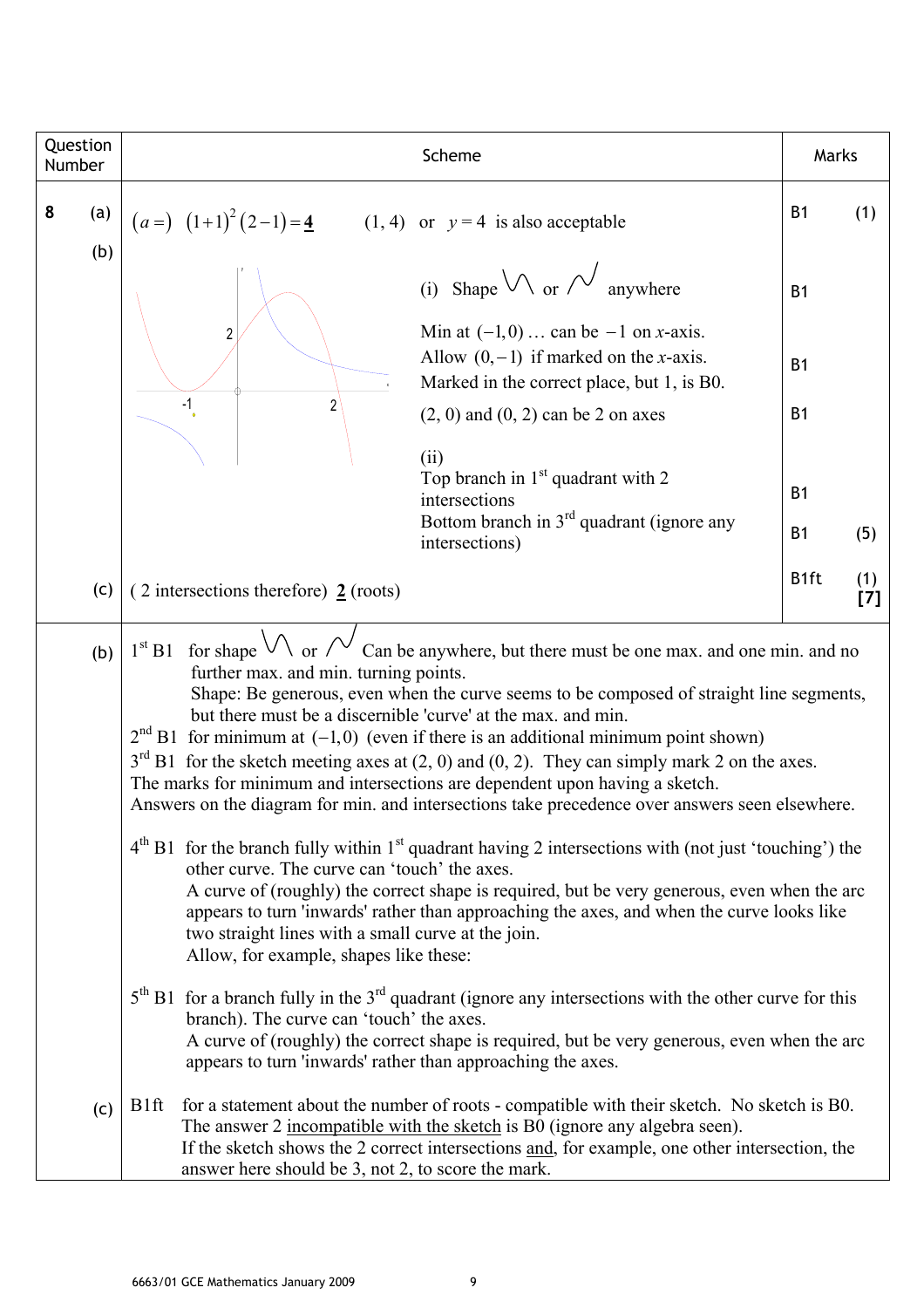| Question Number | Scheme | Marks | |
|---|---|---|---|
| **8** (a) | $(a=)\ \ (1+1)^2(2-1)=\underline{\mathbf{4}}$ $\qquad$ (1, 4) or $y=4$ is also acceptable | B1 | (1) |
| (b) | (i) Shape $\wedge\!\!\vee$ or $\vee\!\!\wedge$ anywhere | B1 | |
| | Min at $(-1, 0)$ … can be $-1$ on $x$-axis. Allow $(0, -1)$ if marked on the $x$-axis. Marked in the correct place, but 1, is B0. | B1 | |
| | (2, 0) and (0, 2) can be 2 on axes | B1 | |
| | (ii) Top branch in 1st quadrant with 2 intersections | B1 | |
| | Bottom branch in 3rd quadrant (ignore any intersections) | B1 | (5) |
| (c) | ( 2 intersections therefore) $\underline{\mathbf{2}}$ (roots) | B1ft | (1) **[7]** |

**(b)** 1st B1 for shape $\wedge\!\!\vee$ or $\vee\!\!\wedge$ Can be anywhere, but there must be one max. and one min. and no further max. and min. turning points.
Shape: Be generous, even when the curve seems to be composed of straight line segments, but there must be a discernible 'curve' at the max. and min.

2nd B1 for minimum at $(-1, 0)$ (even if there is an additional minimum point shown)

3rd B1 for the sketch meeting axes at (2, 0) and (0, 2). They can simply mark 2 on the axes.

The marks for minimum and intersections are dependent upon having a sketch.

Answers on the diagram for min. and intersections take precedence over answers seen elsewhere.

4th B1 for the branch fully within 1st quadrant having 2 intersections with (not just 'touching') the other curve. The curve can 'touch' the axes.
A curve of (roughly) the correct shape is required, but be very generous, even when the arc appears to turn 'inwards' rather than approaching the axes, and when the curve looks like two straight lines with a small curve at the join.
Allow, for example, shapes like these:

5th B1 for a branch fully in the 3rd quadrant (ignore any intersections with the other curve for this branch). The curve can 'touch' the axes.
A curve of (roughly) the correct shape is required, but be very generous, even when the arc appears to turn 'inwards' rather than approaching the axes.

**(c)** B1ft for a statement about the number of roots - compatible with their sketch. No sketch is B0.
The answer 2 incompatible with the sketch is B0 (ignore any algebra seen).
If the sketch shows the 2 correct intersections and, for example, one other intersection, the answer here should be 3, not 2, to score the mark.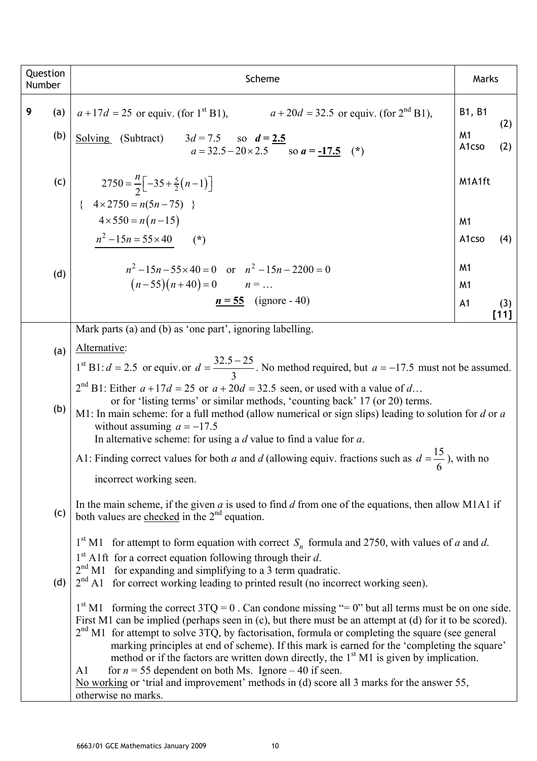| Question Number | | Scheme | Marks | |
|---|---|---|---|---|
| 9 | (a) | $a+17d=25$ or equiv. (for 1st B1), $a+20d=32.5$ or equiv. (for 2nd B1), | B1, B1 | (2) |
| | (b) | Solving (Subtract) $3d=7.5$ so $\underline{d=2.5}$ <br> $a=32.5-20\times 2.5$ so $a=\underline{-17.5}$ (\*) | M1 <br> A1cso | (2) |
| | (c) | $2750=\frac{n}{2}\left[-35+\frac{5}{2}(n-1)\right]$ <br> { $4\times 2750=n(5n-75)$ } <br> $4\times 550=n(n-15)$ <br> $\underline{n^2-15n=55\times 40}$ (\*) | M1A1ft <br><br> M1 <br> A1cso | (4) |
| | (d) | $n^2-15n-55\times 40=0$ or $n^2-15n-2200=0$ <br> $(n-55)(n+40)=0$ $n=\ldots$ <br> $\underline{n=55}$ (ignore - 40) | M1 <br> M1 <br> A1 | (3) <br> **[11]** |

Mark parts (a) and (b) as 'one part', ignoring labelling.

**(a)** Alternative:

1st B1: $d=2.5$ or equiv. or $d=\frac{32.5-25}{3}$. No method required, but $a=-17.5$ must not be assumed.

2nd B1: Either $a+17d=25$ or $a+20d=32.5$ seen, or used with a value of $d$…
or for 'listing terms' or similar methods, 'counting back' 17 (or 20) terms.

**(b)** M1: In main scheme: for a full method (allow numerical or sign slips) leading to solution for $d$ or $a$ without assuming $a=-17.5$
In alternative scheme: for using a $d$ value to find a value for $a$.

A1: Finding correct values for both $a$ and $d$ (allowing equiv. fractions such as $d=\frac{15}{6}$), with no incorrect working seen.

In the main scheme, if the given $a$ is used to find $d$ from one of the equations, then allow M1A1 if both values are checked in the 2nd equation.

**(c)** 1st M1 for attempt to form equation with correct $S_n$ formula and 2750, with values of $a$ and $d$.
1st A1ft for a correct equation following through their $d$.
2nd M1 for expanding and simplifying to a 3 term quadratic.
2nd A1 for correct working leading to printed result (no incorrect working seen).

**(d)** 1st M1 forming the correct 3TQ = 0 . Can condone missing "= 0" but all terms must be on one side.
First M1 can be implied (perhaps seen in (c), but there must be an attempt at (d) for it to be scored).
2nd M1 for attempt to solve 3TQ, by factorisation, formula or completing the square (see general marking principles at end of scheme). If this mark is earned for the 'completing the square' method or if the factors are written down directly, the 1st M1 is given by implication.
A1 for $n=55$ dependent on both Ms. Ignore $-40$ if seen.
No working or 'trial and improvement' methods in (d) score all 3 marks for the answer 55, otherwise no marks.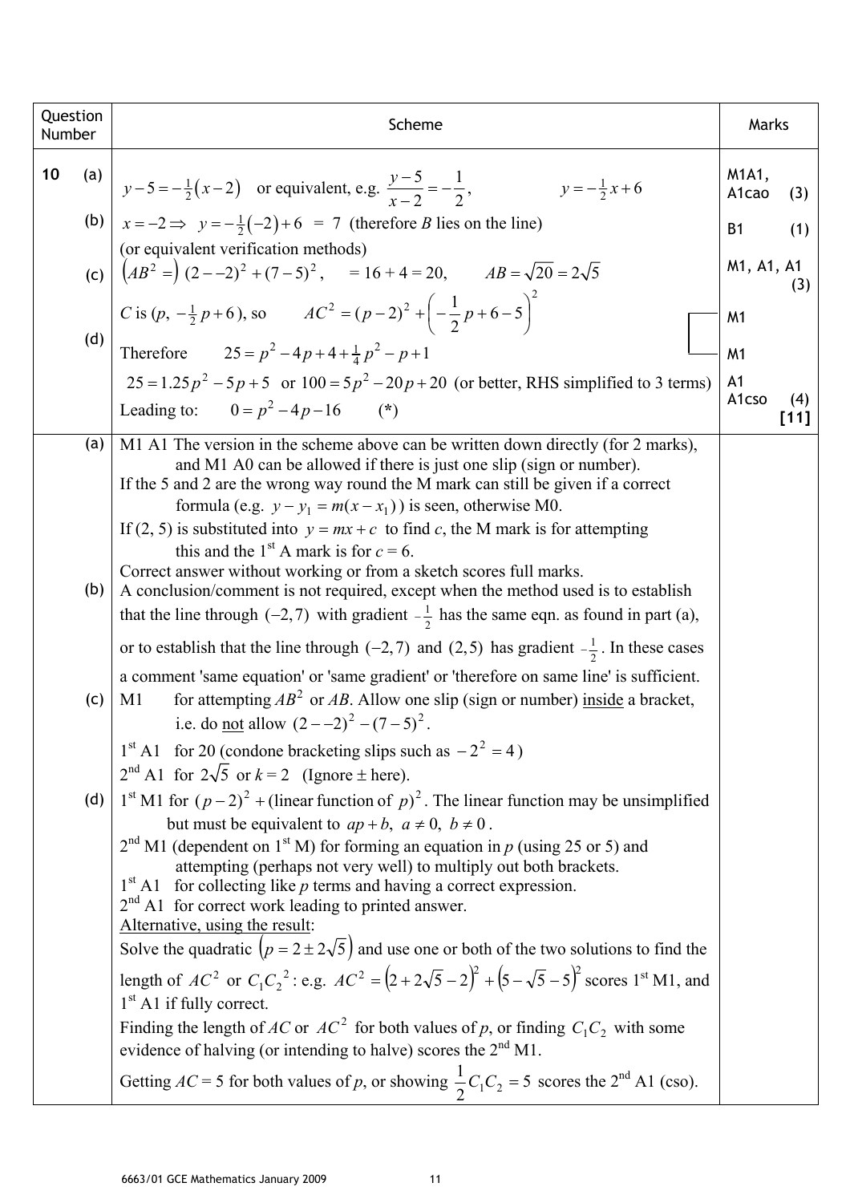| Question Number | | Scheme | Marks |
|---|---|---|---|
| **10** | (a) | $y - 5 = -\frac{1}{2}(x-2)$ or equivalent, e.g. $\dfrac{y-5}{x-2} = -\dfrac{1}{2}$, $\quad y = -\frac{1}{2}x + 6$ | M1A1, A1cao (3) |
| | (b) | $x = -2 \Rightarrow \; y = -\frac{1}{2}(-2) + 6 \; = 7$ (therefore *B* lies on the line) (or equivalent verification methods) | B1 (1) |
| | (c) | $(AB^2 =)\; (2 - -2)^2 + (7-5)^2$, $\quad = 16 + 4 = 20$, $\quad AB = \sqrt{20} = 2\sqrt{5}$ | M1, A1, A1 (3) |
| | (d) | *C* is $(p, \; -\frac{1}{2}p + 6)$, so $\quad AC^2 = (p-2)^2 + \left(-\frac{1}{2}p + 6 - 5\right)^2$ | M1 |
| | | Therefore $\quad 25 = p^2 - 4p + 4 + \frac{1}{4}p^2 - p + 1$ | M1 |
| | | $25 = 1.25p^2 - 5p + 5$ or $100 = 5p^2 - 20p + 20$ (or better, RHS simplified to 3 terms) | A1 |
| | | Leading to: $\quad 0 = p^2 - 4p - 16 \quad$ (\*) | A1cso (4) **[11]** |
| | (a) | M1 A1 The version in the scheme above can be written down directly (for 2 marks), and M1 A0 can be allowed if there is just one slip (sign or number).<br>If the 5 and 2 are the wrong way round the M mark can still be given if a correct formula (e.g. $y - y_1 = m(x - x_1)$) is seen, otherwise M0.<br>If (2, 5) is substituted into $y = mx + c$ to find *c*, the M mark is for attempting this and the 1st A mark is for $c = 6$.<br>Correct answer without working or from a sketch scores full marks. | |
| | (b) | A conclusion/comment is not required, except when the method used is to establish that the line through $(-2, 7)$ with gradient $-\frac{1}{2}$ has the same eqn. as found in part (a), or to establish that the line through $(-2, 7)$ and $(2, 5)$ has gradient $-\frac{1}{2}$. In these cases a comment 'same equation' or 'same gradient' or 'therefore on same line' is sufficient. | |
| | (c) | M1 for attempting $AB^2$ or *AB*. Allow one slip (sign or number) inside a bracket, i.e. do not allow $(2 - -2)^2 - (7-5)^2$.<br>1st A1 for 20 (condone bracketing slips such as $-2^2 = 4$)<br>2nd A1 for $2\sqrt{5}$ or $k = 2$ (Ignore ± here). | |
| | (d) | 1st M1 for $(p-2)^2 +$ (linear function of $p$)$^2$. The linear function may be unsimplified but must be equivalent to $ap + b$, $a \neq 0$, $b \neq 0$.<br>2nd M1 (dependent on 1st M) for forming an equation in *p* (using 25 or 5) and attempting (perhaps not very well) to multiply out both brackets.<br>1st A1 for collecting like *p* terms and having a correct expression.<br>2nd A1 for correct work leading to printed answer.<br>Alternative, using the result:<br>Solve the quadratic $\left(p = 2 \pm 2\sqrt{5}\right)$ and use one or both of the two solutions to find the length of $AC^2$ or $C_1C_2{}^2$: e.g. $AC^2 = \left(2 + 2\sqrt{5} - 2\right)^2 + \left(5 - \sqrt{5} - 5\right)^2$ scores 1st M1, and 1st A1 if fully correct.<br>Finding the length of *AC* or $AC^2$ for both values of *p*, or finding $C_1C_2$ with some evidence of halving (or intending to halve) scores the 2nd M1.<br>Getting $AC = 5$ for both values of *p*, or showing $\frac{1}{2}C_1C_2 = 5$ scores the 2nd A1 (cso). | |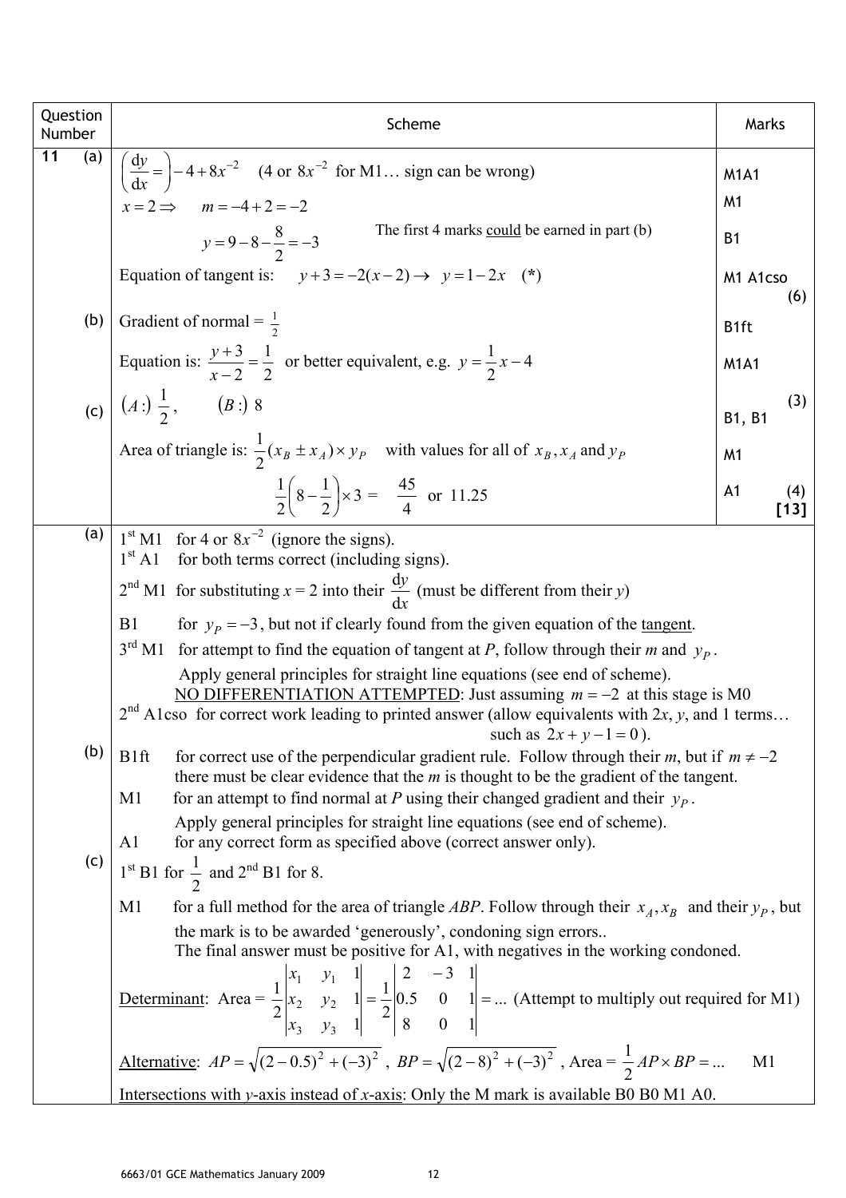| Question Number | Scheme | Marks |
|---|---|---|
| **11** (a) | $\left(\frac{dy}{dx}=\right) -4+8x^{-2}$ (4 or $8x^{-2}$ for M1… sign can be wrong) | M1A1 |
| | $x=2 \Rightarrow \quad m=-4+2=-2$ | M1 |
| | $y=9-8-\frac{8}{2}=-3$ The first 4 marks could be earned in part (b) | B1 |
| | Equation of tangent is: $y+3=-2(x-2) \rightarrow y=1-2x$ (*) | M1 A1cso (6) |
| (b) | Gradient of normal = $\frac{1}{2}$ | B1ft |
| | Equation is: $\frac{y+3}{x-2}=\frac{1}{2}$ or better equivalent, e.g. $y=\frac{1}{2}x-4$ | M1A1 (3) |
| (c) | $(A:)\ \frac{1}{2}$, $(B:)\ 8$ | B1, B1 |
| | Area of triangle is: $\frac{1}{2}(x_B \pm x_A)\times y_P$ with values for all of $x_B, x_A$ and $y_P$ | M1 |
| | $\frac{1}{2}\left(8-\frac{1}{2}\right)\times 3 = \frac{45}{4}$ or 11.25 | A1 (4) **[13]** |

**(a)**

$1^{st}$ M1 for 4 or $8x^{-2}$ (ignore the signs).

$1^{st}$ A1 for both terms correct (including signs).

$2^{nd}$ M1 for substituting $x = 2$ into their $\frac{dy}{dx}$ (must be different from their $y$)

B1 for $y_P = -3$, but not if clearly found from the given equation of the tangent.

$3^{rd}$ M1 for attempt to find the equation of tangent at $P$, follow through their $m$ and $y_P$. Apply general principles for straight line equations (see end of scheme).

NO DIFFERENTIATION ATTEMPTED: Just assuming $m = -2$ at this stage is M0

$2^{nd}$ A1cso for correct work leading to printed answer (allow equivalents with $2x$, $y$, and 1 terms… such as $2x + y - 1 = 0$).

**(b)**

B1ft for correct use of the perpendicular gradient rule. Follow through their $m$, but if $m \neq -2$ there must be clear evidence that the $m$ is thought to be the gradient of the tangent.

M1 for an attempt to find normal at $P$ using their changed gradient and their $y_P$. Apply general principles for straight line equations (see end of scheme).

A1 for any correct form as specified above (correct answer only).

**(c)**

$1^{st}$ B1 for $\frac{1}{2}$ and $2^{nd}$ B1 for 8.

M1 for a full method for the area of triangle $ABP$. Follow through their $x_A, x_B$ and their $y_P$, but the mark is to be awarded 'generously', condoning sign errors.. The final answer must be positive for A1, with negatives in the working condoned.

Determinant: Area = $\frac{1}{2}\begin{vmatrix} x_1 & y_1 & 1 \\ x_2 & y_2 & 1 \\ x_3 & y_3 & 1 \end{vmatrix} = \frac{1}{2}\begin{vmatrix} 2 & -3 & 1 \\ 0.5 & 0 & 1 \\ 8 & 0 & 1 \end{vmatrix} = \ldots$ (Attempt to multiply out required for M1)

Alternative: $AP = \sqrt{(2-0.5)^2 + (-3)^2}$, $BP = \sqrt{(2-8)^2 + (-3)^2}$, Area = $\frac{1}{2}AP \times BP = \ldots$ M1

Intersections with $y$-axis instead of $x$-axis: Only the M mark is available B0 B0 M1 A0.